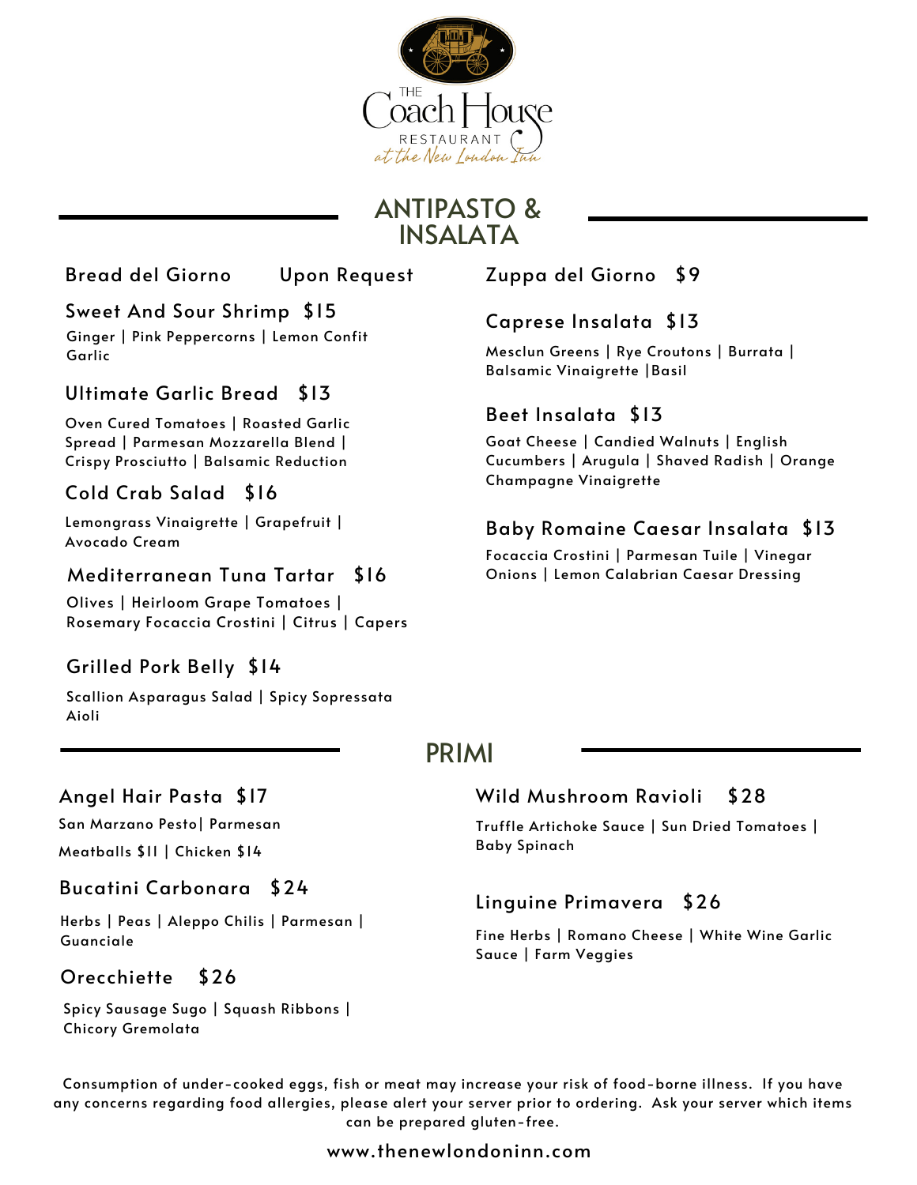# The Coach House Restaurant

*at the New London Inn*

## ANTIPASTO & INSALATA

### Bread del Giorno — Upon Request

### Sweet And Sour Shrimp $15

Ginger | Pink Peppercorns | Lemon Confit Garlic

### Ultimate Garlic Bread $13

Oven Cured Tomatoes | Roasted Garlic Spread | Parmesan Mozzarella Blend | Crispy Prosciutto | Balsamic Reduction

### Cold Crab Salad $16

Lemongrass Vinaigrette | Grapefruit | Avocado Cream

### Mediterranean Tuna Tartar $16

Olives | Heirloom Grape Tomatoes | Rosemary Focaccia Crostini | Citrus | Capers

### Grilled Pork Belly $14

Scallion Asparagus Salad | Spicy Sopressata Aioli

### Zuppa del Giorno $9

### Caprese Insalata $13

Mesclun Greens | Rye Croutons | Burrata | Balsamic Vinaigrette |Basil

### Beet Insalata $13

Goat Cheese | Candied Walnuts | English Cucumbers | Arugula | Shaved Radish | Orange Champagne Vinaigrette

### Baby Romaine Caesar Insalata $13

Focaccia Crostini | Parmesan Tuile | Vinegar Onions | Lemon Calabrian Caesar Dressing

## PRIMI

### Angel Hair Pasta $17

San Marzano Pesto| Parmesan

Meatballs $11 | Chicken $14

### Bucatini Carbonara $24

Herbs | Peas | Aleppo Chilis | Parmesan | Guanciale

### Orecchiette $26

Spicy Sausage Sugo | Squash Ribbons | Chicory Gremolata

### Wild Mushroom Ravioli $28

Truffle Artichoke Sauce | Sun Dried Tomatoes | Baby Spinach

### Linguine Primavera $26

Fine Herbs | Romano Cheese | White Wine Garlic Sauce | Farm Veggies

Consumption of under-cooked eggs, fish or meat may increase your risk of food-borne illness. If you have any concerns regarding food allergies, please alert your server prior to ordering. Ask your server which items can be prepared gluten-free.

www.thenewlondoninn.com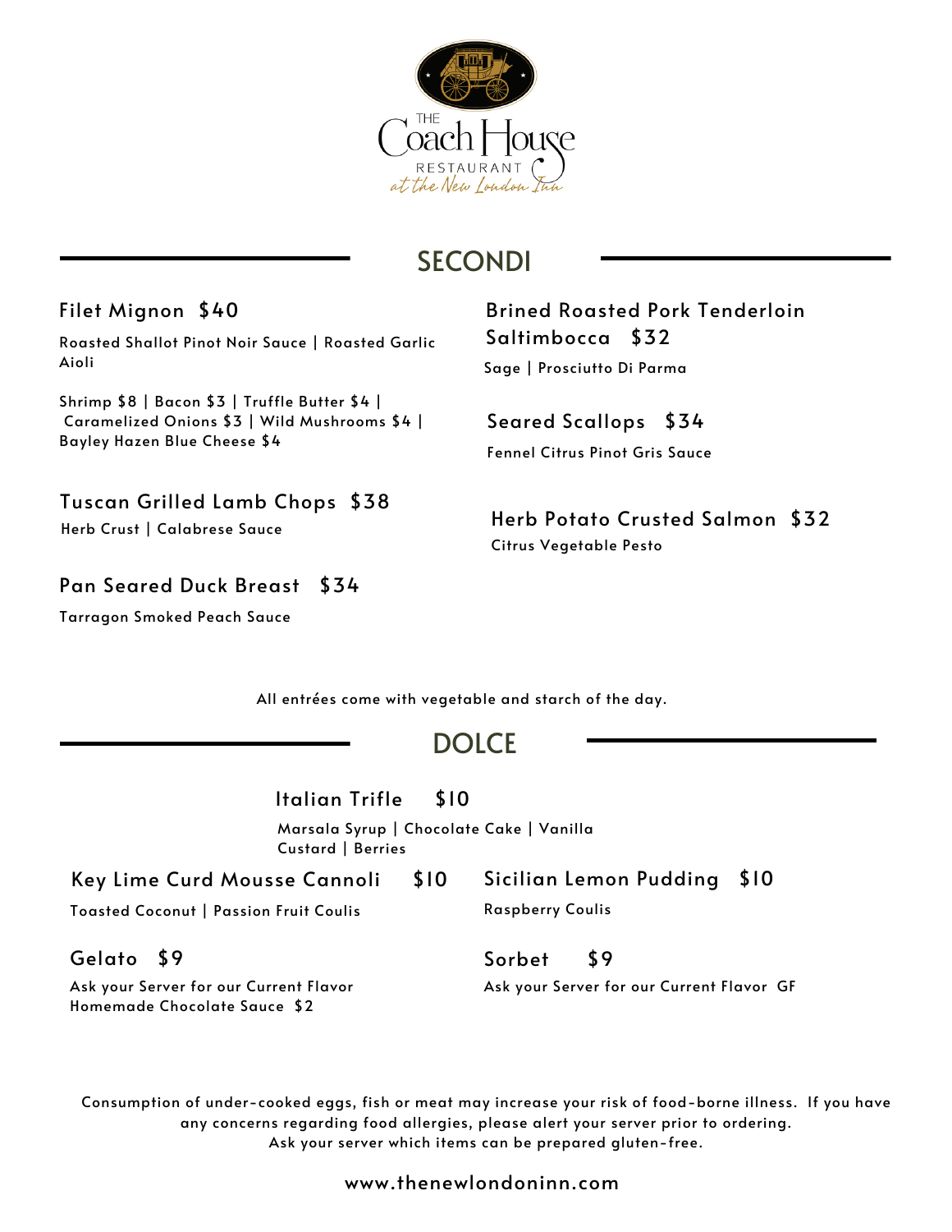THE Coach House RESTAURANT
*at the New London Inn*

## SECONDI

### Filet Mignon $40

Roasted Shallot Pinot Noir Sauce | Roasted Garlic Aioli

Shrimp $8 | Bacon $3 | Truffle Butter $4 | Caramelized Onions $3 | Wild Mushrooms $4 | Bayley Hazen Blue Cheese $4

### Tuscan Grilled Lamb Chops $38

Herb Crust | Calabrese Sauce

### Pan Seared Duck Breast $34

Tarragon Smoked Peach Sauce

### Brined Roasted Pork Tenderloin Saltimbocca $32

Sage | Prosciutto Di Parma

### Seared Scallops $34

Fennel Citrus Pinot Gris Sauce

### Herb Potato Crusted Salmon $32

Citrus Vegetable Pesto

All entrées come with vegetable and starch of the day.

## DOLCE

### Italian Trifle $10

Marsala Syrup | Chocolate Cake | Vanilla Custard | Berries

### Key Lime Curd Mousse Cannoli $10

Toasted Coconut | Passion Fruit Coulis

### Sicilian Lemon Pudding $10

Raspberry Coulis

### Gelato $9

Ask your Server for our Current Flavor
Homemade Chocolate Sauce $2

### Sorbet $9

Ask your Server for our Current Flavor GF

Consumption of under-cooked eggs, fish or meat may increase your risk of food-borne illness. If you have any concerns regarding food allergies, please alert your server prior to ordering.
Ask your server which items can be prepared gluten-free.

www.thenewlondoninn.com